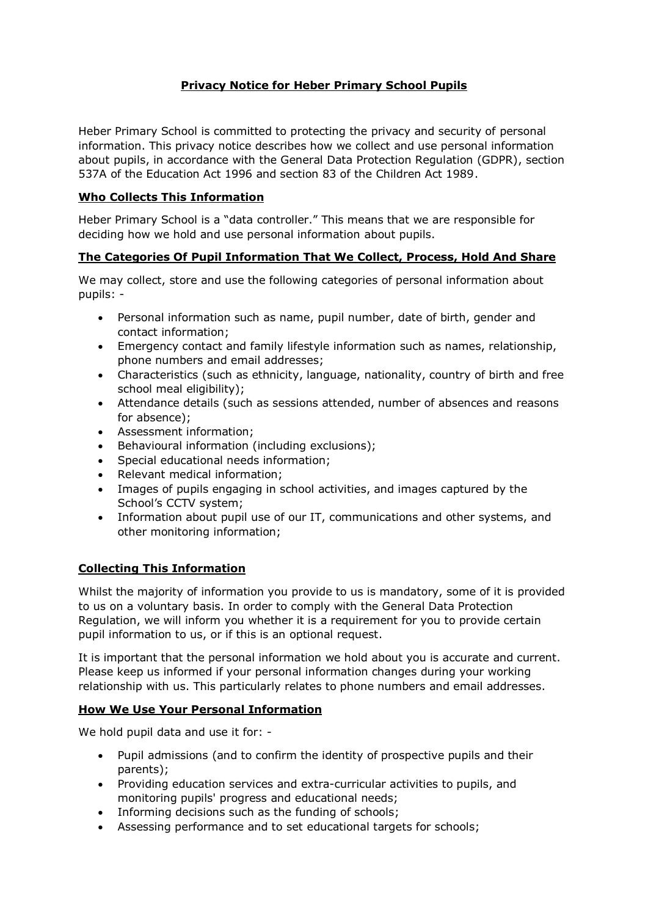# Privacy Notice for Heber Primary School Pupils

Heber Primary School is committed to protecting the privacy and security of personal information. This privacy notice describes how we collect and use personal information about pupils, in accordance with the General Data Protection Regulation (GDPR), section 537A of the Education Act 1996 and section 83 of the Children Act 1989.

## Who Collects This Information

Heber Primary School is a "data controller." This means that we are responsible for deciding how we hold and use personal information about pupils.

## The Categories Of Pupil Information That We Collect, Process, Hold And Share

We may collect, store and use the following categories of personal information about pupils: -

- Personal information such as name, pupil number, date of birth, gender and contact information;
- Emergency contact and family lifestyle information such as names, relationship, phone numbers and email addresses;
- Characteristics (such as ethnicity, language, nationality, country of birth and free school meal eligibility);
- Attendance details (such as sessions attended, number of absences and reasons for absence);
- Assessment information;
- Behavioural information (including exclusions);
- Special educational needs information;
- Relevant medical information;
- Images of pupils engaging in school activities, and images captured by the School's CCTV system;
- Information about pupil use of our IT, communications and other systems, and other monitoring information;

## Collecting This Information

Whilst the majority of information you provide to us is mandatory, some of it is provided to us on a voluntary basis. In order to comply with the General Data Protection Regulation, we will inform you whether it is a requirement for you to provide certain pupil information to us, or if this is an optional request.

It is important that the personal information we hold about you is accurate and current. Please keep us informed if your personal information changes during your working relationship with us. This particularly relates to phone numbers and email addresses.

## How We Use Your Personal Information

We hold pupil data and use it for: -

- Pupil admissions (and to confirm the identity of prospective pupils and their parents);
- Providing education services and extra-curricular activities to pupils, and monitoring pupils' progress and educational needs;
- Informing decisions such as the funding of schools;
- Assessing performance and to set educational targets for schools;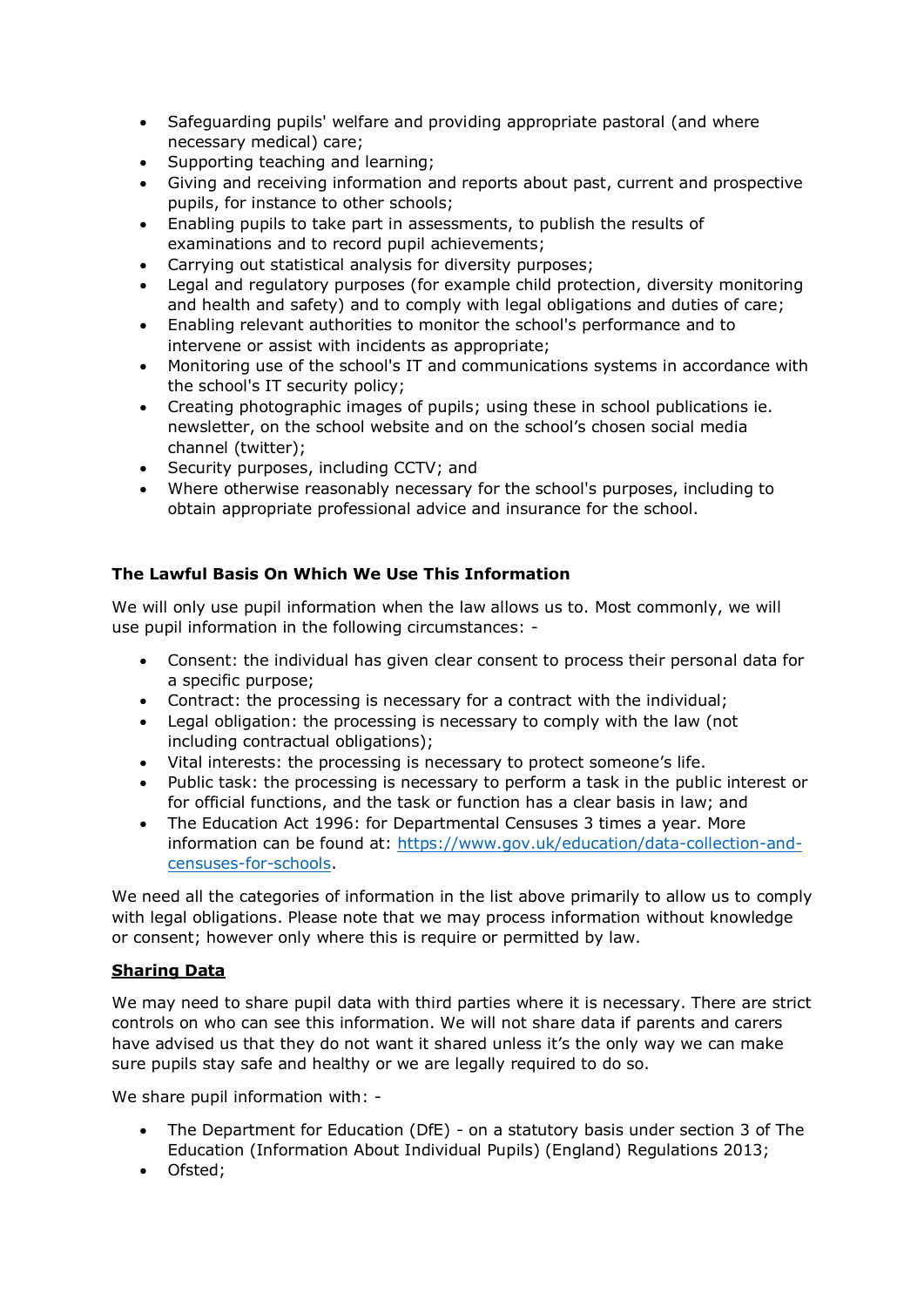- Safeguarding pupils' welfare and providing appropriate pastoral (and where necessary medical) care;
- Supporting teaching and learning;
- Giving and receiving information and reports about past, current and prospective pupils, for instance to other schools;
- Enabling pupils to take part in assessments, to publish the results of examinations and to record pupil achievements;
- Carrying out statistical analysis for diversity purposes;
- Legal and regulatory purposes (for example child protection, diversity monitoring and health and safety) and to comply with legal obligations and duties of care;
- Enabling relevant authorities to monitor the school's performance and to intervene or assist with incidents as appropriate;
- Monitoring use of the school's IT and communications systems in accordance with the school's IT security policy;
- Creating photographic images of pupils; using these in school publications ie. newsletter, on the school website and on the school's chosen social media channel (twitter);
- Security purposes, including CCTV; and
- Where otherwise reasonably necessary for the school's purposes, including to obtain appropriate professional advice and insurance for the school.

**The Lawful Basis On Which We Use This Information**

We will only use pupil information when the law allows us to. Most commonly, we will use pupil information in the following circumstances: -

- Consent: the individual has given clear consent to process their personal data for a specific purpose;
- Contract: the processing is necessary for a contract with the individual;
- Legal obligation: the processing is necessary to comply with the law (not including contractual obligations);
- Vital interests: the processing is necessary to protect someone's life.
- Public task: the processing is necessary to perform a task in the public interest or for official functions, and the task or function has a clear basis in law; and
- The Education Act 1996: for Departmental Censuses 3 times a year. More information can be found at: [https://www.gov.uk/education/data-collection-and-censuses-for-schools](https://www.gov.uk/education/data-collection-and-censuses-for-schools).

We need all the categories of information in the list above primarily to allow us to comply with legal obligations. Please note that we may process information without knowledge or consent; however only where this is require or permitted by law.

**<u>Sharing Data</u>**

We may need to share pupil data with third parties where it is necessary. There are strict controls on who can see this information. We will not share data if parents and carers have advised us that they do not want it shared unless it's the only way we can make sure pupils stay safe and healthy or we are legally required to do so.

We share pupil information with: -

- The Department for Education (DfE) - on a statutory basis under section 3 of The Education (Information About Individual Pupils) (England) Regulations 2013;
- Ofsted;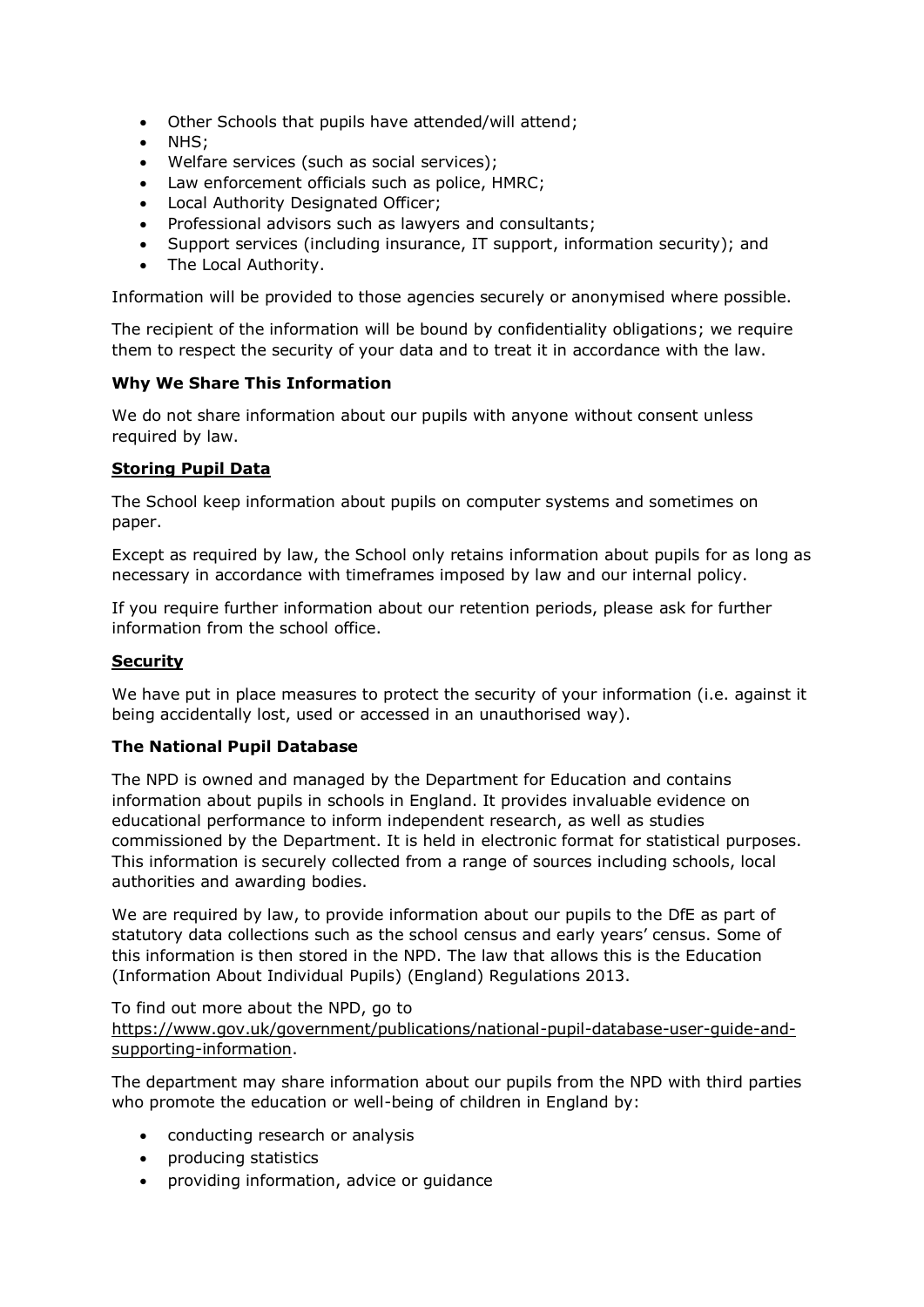- Other Schools that pupils have attended/will attend;
- NHS;
- Welfare services (such as social services);
- Law enforcement officials such as police, HMRC;
- Local Authority Designated Officer;
- Professional advisors such as lawyers and consultants;
- Support services (including insurance, IT support, information security); and
- The Local Authority.

Information will be provided to those agencies securely or anonymised where possible.

The recipient of the information will be bound by confidentiality obligations; we require them to respect the security of your data and to treat it in accordance with the law.

**Why We Share This Information**

We do not share information about our pupils with anyone without consent unless required by law.

**Storing Pupil Data**

The School keep information about pupils on computer systems and sometimes on paper.

Except as required by law, the School only retains information about pupils for as long as necessary in accordance with timeframes imposed by law and our internal policy.

If you require further information about our retention periods, please ask for further information from the school office.

**Security**

We have put in place measures to protect the security of your information (i.e. against it being accidentally lost, used or accessed in an unauthorised way).

**The National Pupil Database**

The NPD is owned and managed by the Department for Education and contains information about pupils in schools in England. It provides invaluable evidence on educational performance to inform independent research, as well as studies commissioned by the Department. It is held in electronic format for statistical purposes. This information is securely collected from a range of sources including schools, local authorities and awarding bodies.

We are required by law, to provide information about our pupils to the DfE as part of statutory data collections such as the school census and early years' census. Some of this information is then stored in the NPD. The law that allows this is the Education (Information About Individual Pupils) (England) Regulations 2013.

To find out more about the NPD, go to https://www.gov.uk/government/publications/national-pupil-database-user-guide-and-supporting-information.

The department may share information about our pupils from the NPD with third parties who promote the education or well-being of children in England by:

- conducting research or analysis
- producing statistics
- providing information, advice or guidance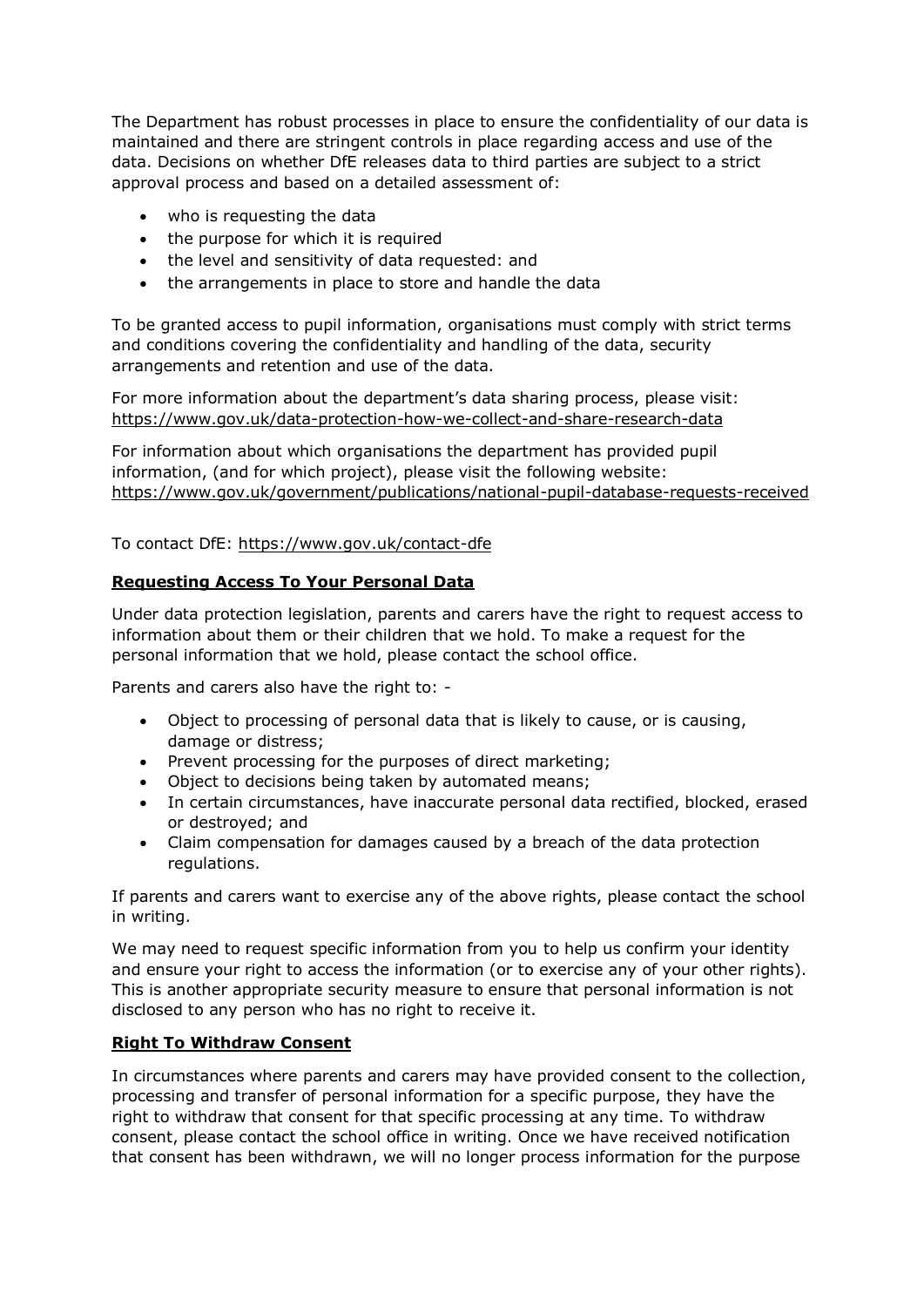The Department has robust processes in place to ensure the confidentiality of our data is maintained and there are stringent controls in place regarding access and use of the data. Decisions on whether DfE releases data to third parties are subject to a strict approval process and based on a detailed assessment of:

- who is requesting the data
- the purpose for which it is required
- the level and sensitivity of data requested: and
- the arrangements in place to store and handle the data

To be granted access to pupil information, organisations must comply with strict terms and conditions covering the confidentiality and handling of the data, security arrangements and retention and use of the data.

For more information about the department's data sharing process, please visit: https://www.gov.uk/data-protection-how-we-collect-and-share-research-data

For information about which organisations the department has provided pupil information, (and for which project), please visit the following website: https://www.gov.uk/government/publications/national-pupil-database-requests-received

To contact DfE: https://www.gov.uk/contact-dfe

**Requesting Access To Your Personal Data**

Under data protection legislation, parents and carers have the right to request access to information about them or their children that we hold. To make a request for the personal information that we hold, please contact the school office.

Parents and carers also have the right to: -

- Object to processing of personal data that is likely to cause, or is causing, damage or distress;
- Prevent processing for the purposes of direct marketing;
- Object to decisions being taken by automated means;
- In certain circumstances, have inaccurate personal data rectified, blocked, erased or destroyed; and
- Claim compensation for damages caused by a breach of the data protection regulations.

If parents and carers want to exercise any of the above rights, please contact the school in writing.

We may need to request specific information from you to help us confirm your identity and ensure your right to access the information (or to exercise any of your other rights). This is another appropriate security measure to ensure that personal information is not disclosed to any person who has no right to receive it.

**Right To Withdraw Consent**

In circumstances where parents and carers may have provided consent to the collection, processing and transfer of personal information for a specific purpose, they have the right to withdraw that consent for that specific processing at any time. To withdraw consent, please contact the school office in writing. Once we have received notification that consent has been withdrawn, we will no longer process information for the purpose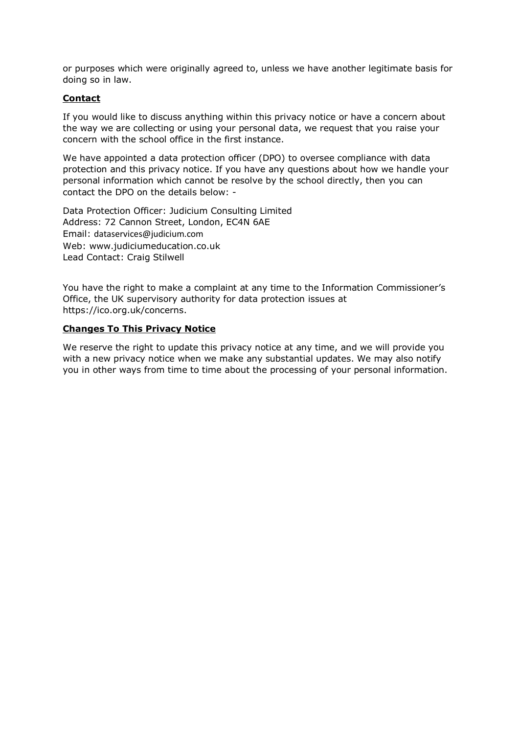or purposes which were originally agreed to, unless we have another legitimate basis for doing so in law.

## Contact

If you would like to discuss anything within this privacy notice or have a concern about the way we are collecting or using your personal data, we request that you raise your concern with the school office in the first instance.

We have appointed a data protection officer (DPO) to oversee compliance with data protection and this privacy notice. If you have any questions about how we handle your personal information which cannot be resolve by the school directly, then you can contact the DPO on the details below: -

Data Protection Officer: Judicium Consulting Limited
Address: 72 Cannon Street, London, EC4N 6AE
Email: dataservices@judicium.com
Web: www.judiciumeducation.co.uk
Lead Contact: Craig Stilwell

You have the right to make a complaint at any time to the Information Commissioner's Office, the UK supervisory authority for data protection issues at https://ico.org.uk/concerns.

## Changes To This Privacy Notice

We reserve the right to update this privacy notice at any time, and we will provide you with a new privacy notice when we make any substantial updates. We may also notify you in other ways from time to time about the processing of your personal information.